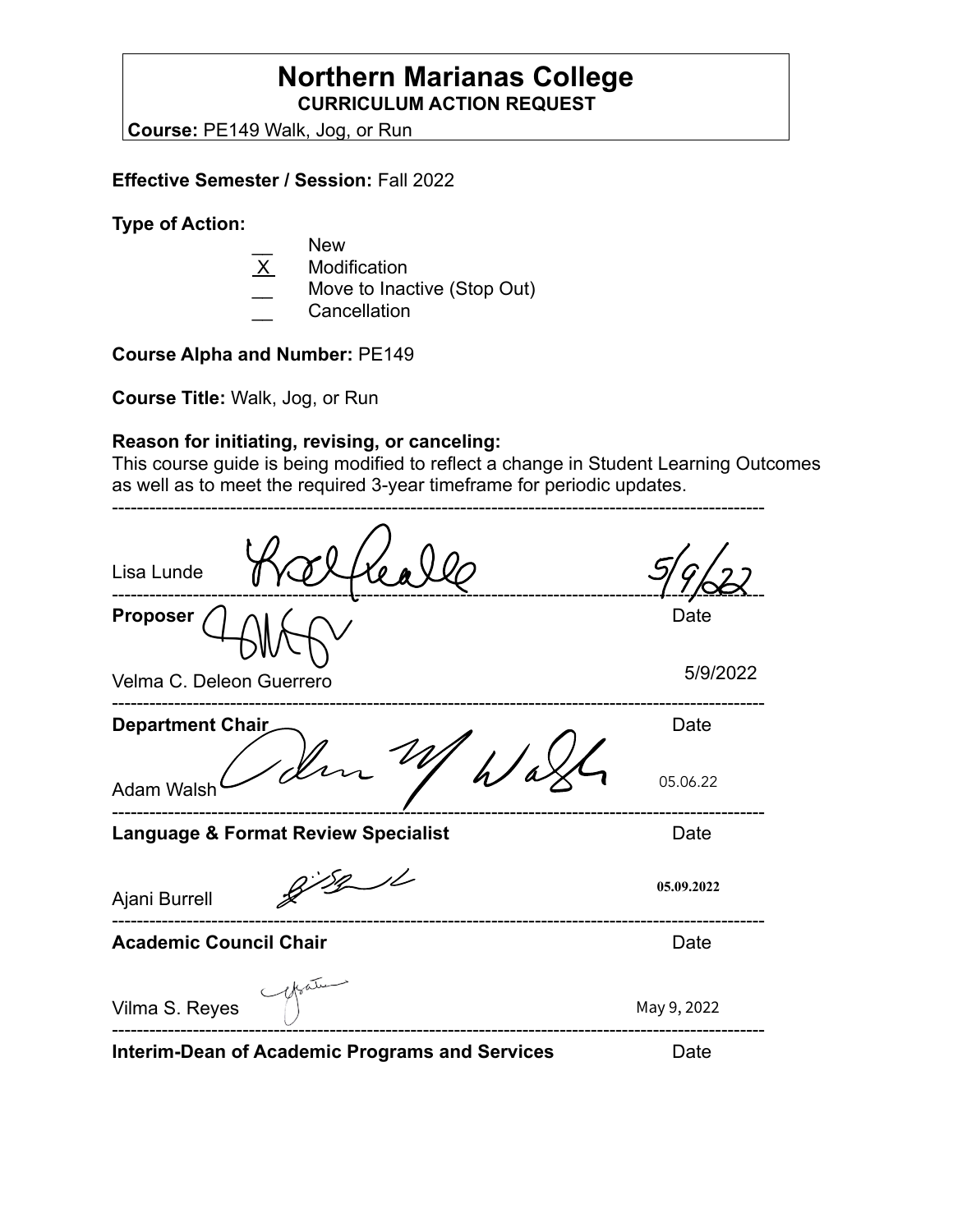# Northern Marianas College

**CURRICULUM ACTION REQUEST**

**Course:** PE149 Walk, Jog, or Run

**Effective Semester / Session:** Fall 2022

**Type of Action:**

- __ New
- X Modification
- __ Move to Inactive (Stop Out)
- __ Cancellation

**Course Alpha and Number:** PE149

**Course Title:** Walk, Jog, or Run

**Reason for initiating, revising, or canceling:**
This course guide is being modified to reflect a change in Student Learning Outcomes as well as to meet the required 3-year timeframe for periodic updates.

---

Lisa Lunde — 5/9/22

**Proposer** — Date

---

Velma C. Deleon Guerrero — 5/9/2022

**Department Chair** — Date

---

Adam Walsh — 05.06.22

**Language & Format Review Specialist** — Date

---

Ajani Burrell — 05.09.2022

**Academic Council Chair** — Date

---

Vilma S. Reyes — May 9, 2022

**Interim-Dean of Academic Programs and Services** — Date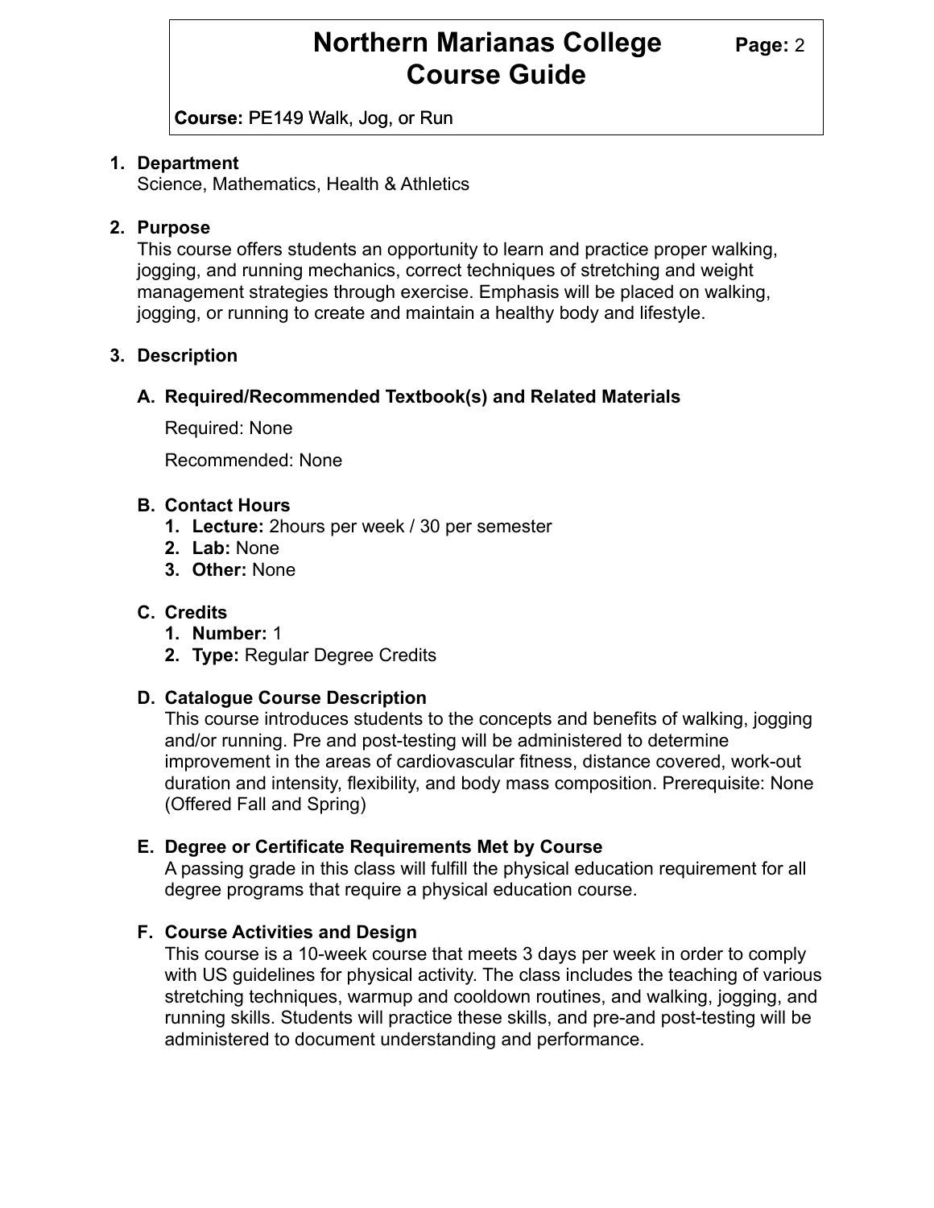1. **Department**
   Science, Mathematics, Health & Athletics

2. **Purpose**
   This course offers students an opportunity to learn and practice proper walking, jogging, and running mechanics, correct techniques of stretching and weight management strategies through exercise. Emphasis will be placed on walking, jogging, or running to create and maintain a healthy body and lifestyle.

3. **Description**

   **A. Required/Recommended Textbook(s) and Related Materials**

   Required: None

   Recommended: None

   **B. Contact Hours**
   1. **Lecture:** 2hours per week / 30 per semester
   2. **Lab:** None
   3. **Other:** None

   **C. Credits**
   1. **Number:** 1
   2. **Type:** Regular Degree Credits

   **D. Catalogue Course Description**
   This course introduces students to the concepts and benefits of walking, jogging and/or running. Pre and post-testing will be administered to determine improvement in the areas of cardiovascular fitness, distance covered, work-out duration and intensity, flexibility, and body mass composition. Prerequisite: None (Offered Fall and Spring)

   **E. Degree or Certificate Requirements Met by Course**
   A passing grade in this class will fulfill the physical education requirement for all degree programs that require a physical education course.

   **F. Course Activities and Design**
   This course is a 10-week course that meets 3 days per week in order to comply with US guidelines for physical activity. The class includes the teaching of various stretching techniques, warmup and cooldown routines, and walking, jogging, and running skills. Students will practice these skills, and pre-and post-testing will be administered to document understanding and performance.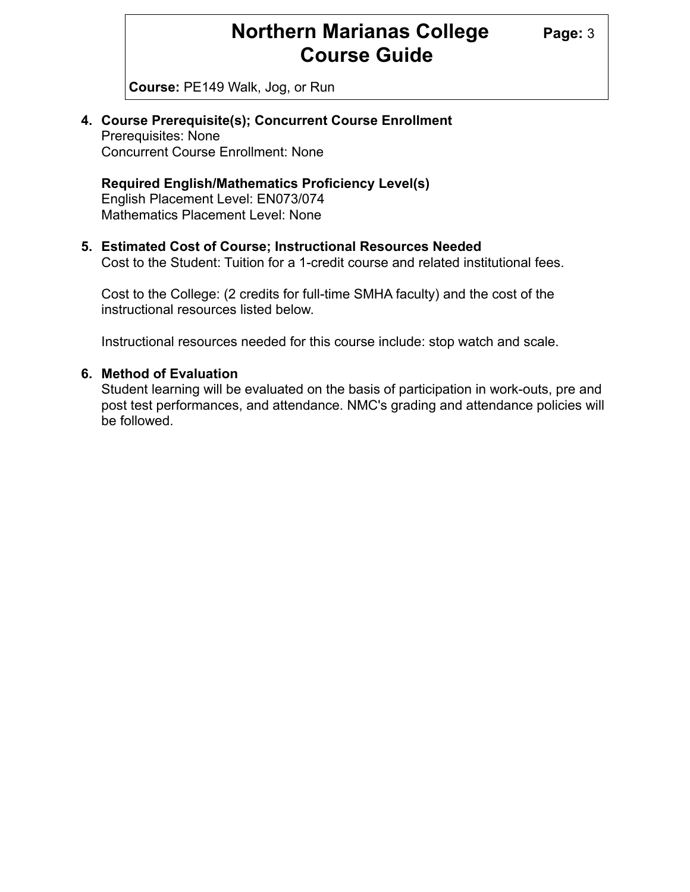4. **Course Prerequisite(s); Concurrent Course Enrollment**
   Prerequisites: None
   Concurrent Course Enrollment: None

   **Required English/Mathematics Proficiency Level(s)**
   English Placement Level: EN073/074
   Mathematics Placement Level: None

5. **Estimated Cost of Course; Instructional Resources Needed**
   Cost to the Student: Tuition for a 1-credit course and related institutional fees.

   Cost to the College: (2 credits for full-time SMHA faculty) and the cost of the instructional resources listed below.

   Instructional resources needed for this course include: stop watch and scale.

6. **Method of Evaluation**
   Student learning will be evaluated on the basis of participation in work-outs, pre and post test performances, and attendance. NMC's grading and attendance policies will be followed.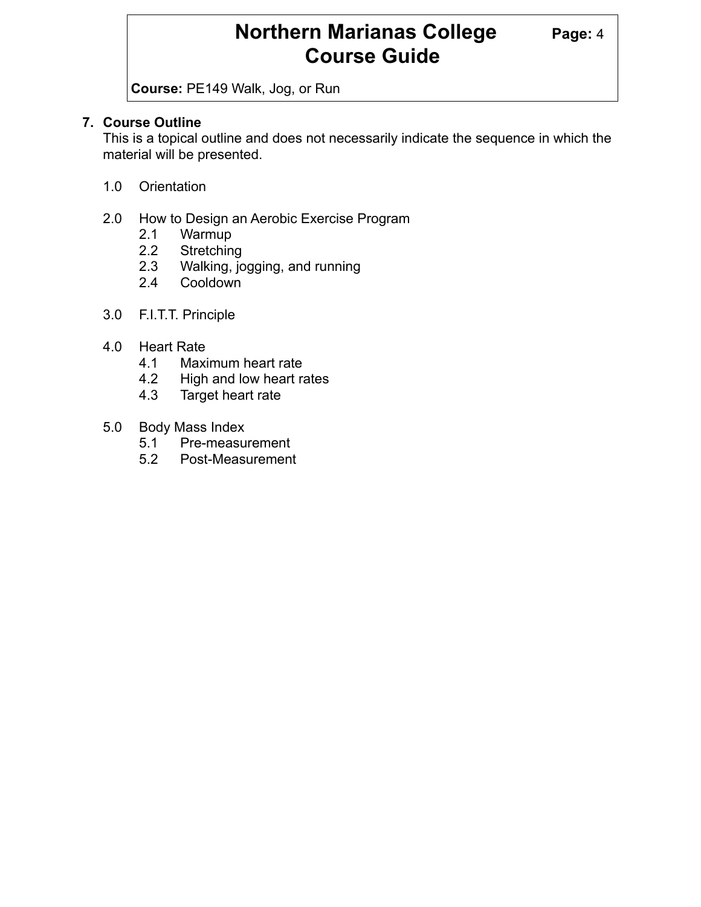## 7. Course Outline

This is a topical outline and does not necessarily indicate the sequence in which the material will be presented.

1.0 Orientation

2.0 How to Design an Aerobic Exercise Program
- 2.1 Warmup
- 2.2 Stretching
- 2.3 Walking, jogging, and running
- 2.4 Cooldown

3.0 F.I.T.T. Principle

4.0 Heart Rate
- 4.1 Maximum heart rate
- 4.2 High and low heart rates
- 4.3 Target heart rate

5.0 Body Mass Index
- 5.1 Pre-measurement
- 5.2 Post-Measurement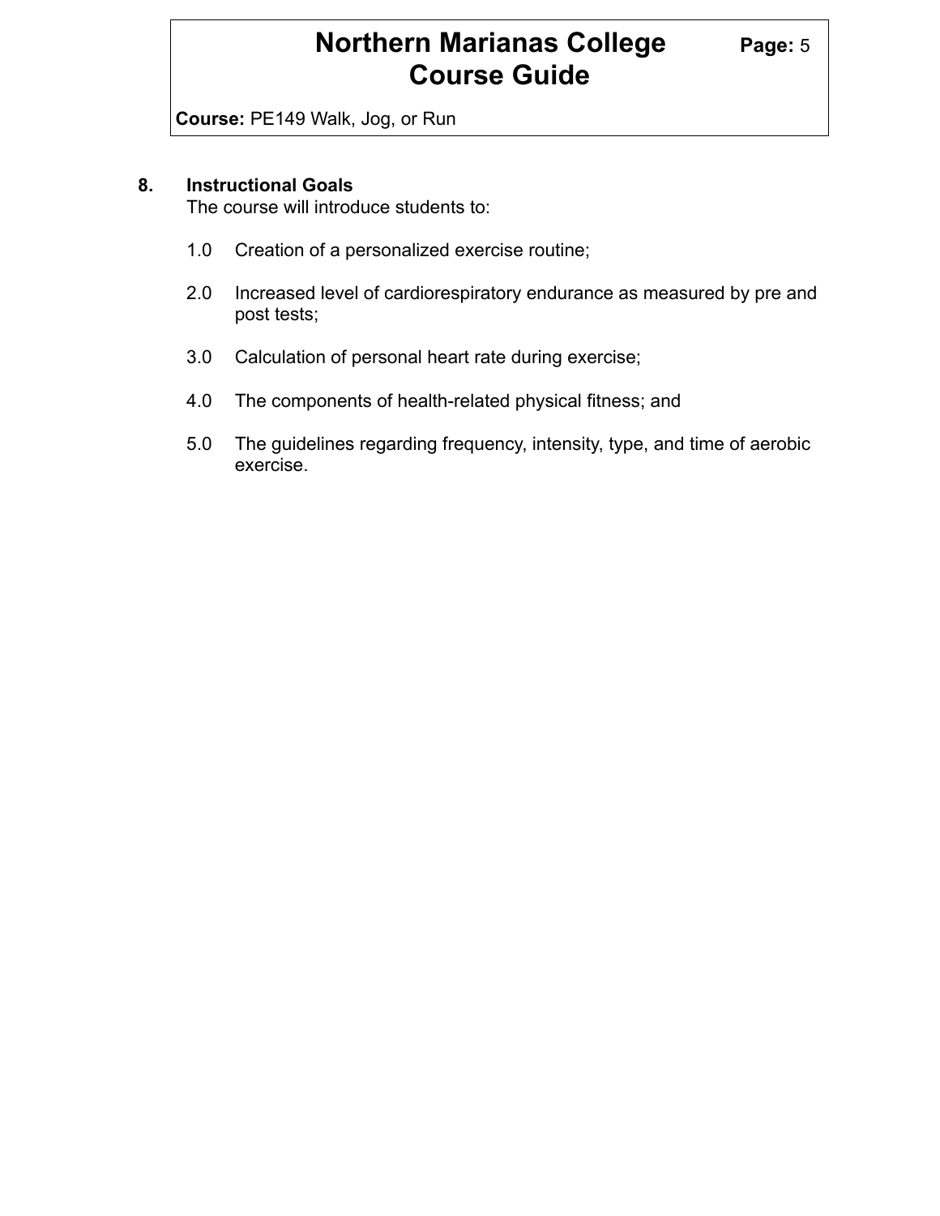## 8. Instructional Goals

The course will introduce students to:

1.0 Creation of a personalized exercise routine;

2.0 Increased level of cardiorespiratory endurance as measured by pre and post tests;

3.0 Calculation of personal heart rate during exercise;

4.0 The components of health-related physical fitness; and

5.0 The guidelines regarding frequency, intensity, type, and time of aerobic exercise.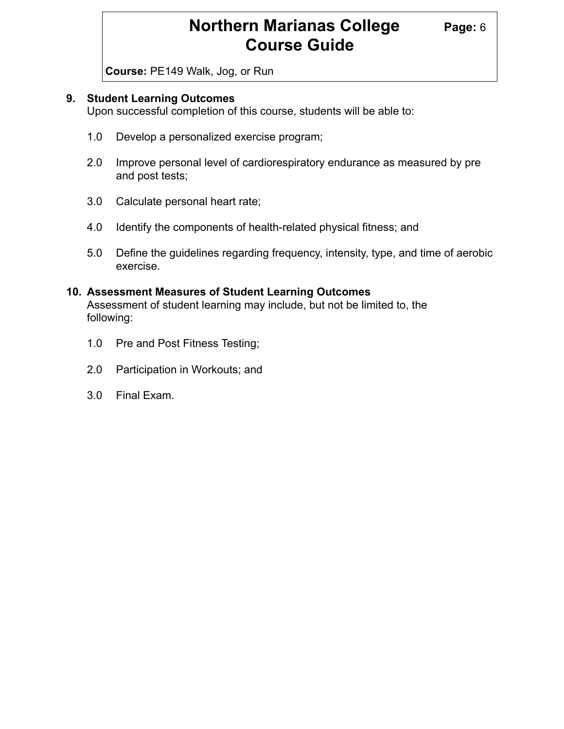## 9. Student Learning Outcomes

Upon successful completion of this course, students will be able to:

1.0 Develop a personalized exercise program;

2.0 Improve personal level of cardiorespiratory endurance as measured by pre and post tests;

3.0 Calculate personal heart rate;

4.0 Identify the components of health-related physical fitness; and

5.0 Define the guidelines regarding frequency, intensity, type, and time of aerobic exercise.

## 10. Assessment Measures of Student Learning Outcomes

Assessment of student learning may include, but not be limited to, the following:

1.0 Pre and Post Fitness Testing;

2.0 Participation in Workouts; and

3.0 Final Exam.